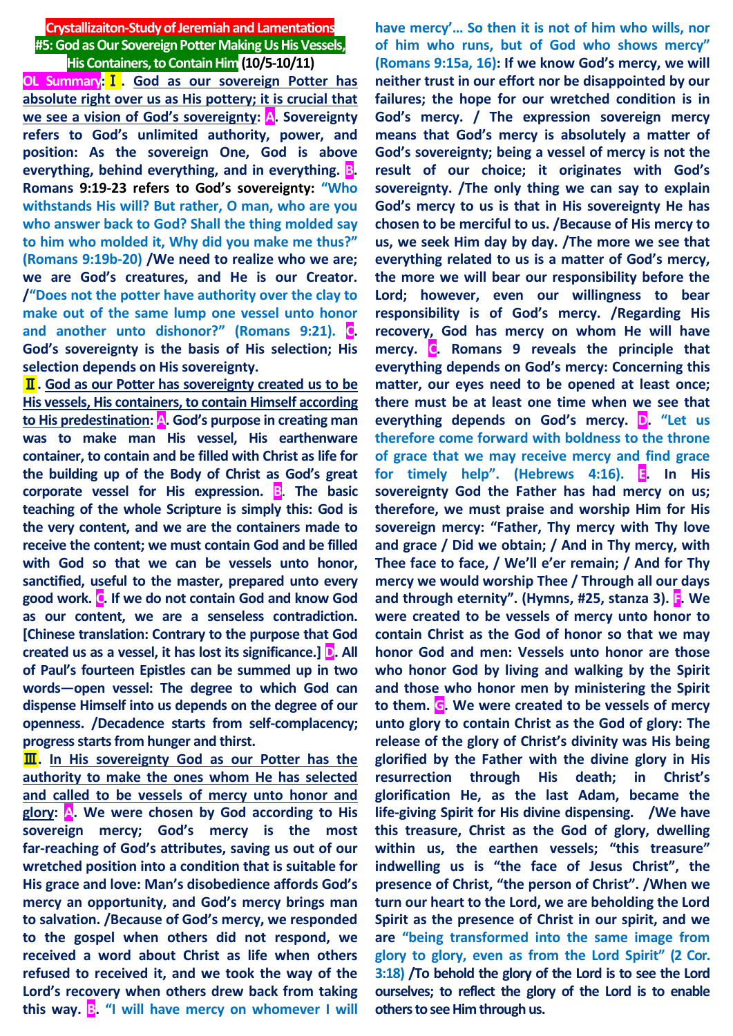# Crystallizaiton-Study of Jeremiah and Lamentations

## #5: God as Our Sovereign Potter Making Us His Vessels, His Containers, to Contain Him (10/5-10/11)

**OL Summary**: **Ⅰ. God as our sovereign Potter has absolute right over us as His pottery; it is crucial that we see a vision of God's sovereignty**: **A. Sovereignty refers to God's unlimited authority, power, and position: As the sovereign One, God is above everything, behind everything, and in everything. B. Romans 9:19-23 refers to God's sovereignty: "Who withstands His will? But rather, O man, who are you who answer back to God? Shall the thing molded say to him who molded it, Why did you make me thus?" (Romans 9:19b-20) /We need to realize who we are; we are God's creatures, and He is our Creator. /"Does not the potter have authority over the clay to make out of the same lump one vessel unto honor and another unto dishonor?" (Romans 9:21). C. God's sovereignty is the basis of His selection; His selection depends on His sovereignty.**

**Ⅱ. God as our Potter has sovereignty created us to be His vessels, His containers, to contain Himself according to His predestination**: **A. God's purpose in creating man was to make man His vessel, His earthenware container, to contain and be filled with Christ as life for the building up of the Body of Christ as God's great corporate vessel for His expression. B. The basic teaching of the whole Scripture is simply this: God is the very content, and we are the containers made to receive the content; we must contain God and be filled with God so that we can be vessels unto honor, sanctified, useful to the master, prepared unto every good work. C. If we do not contain God and know God as our content, we are a senseless contradiction. [Chinese translation: Contrary to the purpose that God created us as a vessel, it has lost its significance.] D. All of Paul's fourteen Epistles can be summed up in two words—open vessel: The degree to which God can dispense Himself into us depends on the degree of our openness. /Decadence starts from self-complacency; progress starts from hunger and thirst.**

**Ⅲ. In His sovereignty God as our Potter has the authority to make the ones whom He has selected and called to be vessels of mercy unto honor and glory**: **A. We were chosen by God according to His sovereign mercy; God's mercy is the most far-reaching of God's attributes, saving us out of our wretched position into a condition that is suitable for His grace and love: Man's disobedience affords God's mercy an opportunity, and God's mercy brings man to salvation. /Because of God's mercy, we responded to the gospel when others did not respond, we received a word about Christ as life when others refused to received it, and we took the way of the Lord's recovery when others drew back from taking this way. B. "I will have mercy on whomever I will have mercy'… So then it is not of him who wills, nor of him who runs, but of God who shows mercy" (Romans 9:15a, 16): If we know God's mercy, we will neither trust in our effort nor be disappointed by our failures; the hope for our wretched condition is in God's mercy. / The expression sovereign mercy means that God's mercy is absolutely a matter of God's sovereignty; being a vessel of mercy is not the result of our choice; it originates with God's sovereignty. /The only thing we can say to explain God's mercy to us is that in His sovereignty He has chosen to be merciful to us. /Because of His mercy to us, we seek Him day by day. /The more we see that everything related to us is a matter of God's mercy, the more we will bear our responsibility before the Lord; however, even our willingness to bear responsibility is of God's mercy. /Regarding His recovery, God has mercy on whom He will have mercy. C. Romans 9 reveals the principle that everything depends on God's mercy: Concerning this matter, our eyes need to be opened at least once; there must be at least one time when we see that everything depends on God's mercy. D. "Let us therefore come forward with boldness to the throne of grace that we may receive mercy and find grace for timely help". (Hebrews 4:16). E. In His sovereignty God the Father has had mercy on us; therefore, we must praise and worship Him for His sovereign mercy: "Father, Thy mercy with Thy love and grace / Did we obtain; / And in Thy mercy, with Thee face to face, / We'll e'er remain; / And for Thy mercy we would worship Thee / Through all our days and through eternity". (Hymns, #25, stanza 3). F. We were created to be vessels of mercy unto honor to contain Christ as the God of honor so that we may honor God and men: Vessels unto honor are those who honor God by living and walking by the Spirit and those who honor men by ministering the Spirit to them. G. We were created to be vessels of mercy unto glory to contain Christ as the God of glory: The release of the glory of Christ's divinity was His being glorified by the Father with the divine glory in His resurrection through His death; in Christ's glorification He, as the last Adam, became the life-giving Spirit for His divine dispensing. /We have this treasure, Christ as the God of glory, dwelling within us, the earthen vessels; "this treasure" indwelling us is "the face of Jesus Christ", the presence of Christ, "the person of Christ". /When we turn our heart to the Lord, we are beholding the Lord Spirit as the presence of Christ in our spirit, and we are "being transformed into the same image from glory to glory, even as from the Lord Spirit" (2 Cor. 3:18) /To behold the glory of the Lord is to see the Lord ourselves; to reflect the glory of the Lord is to enable others to see Him through us.**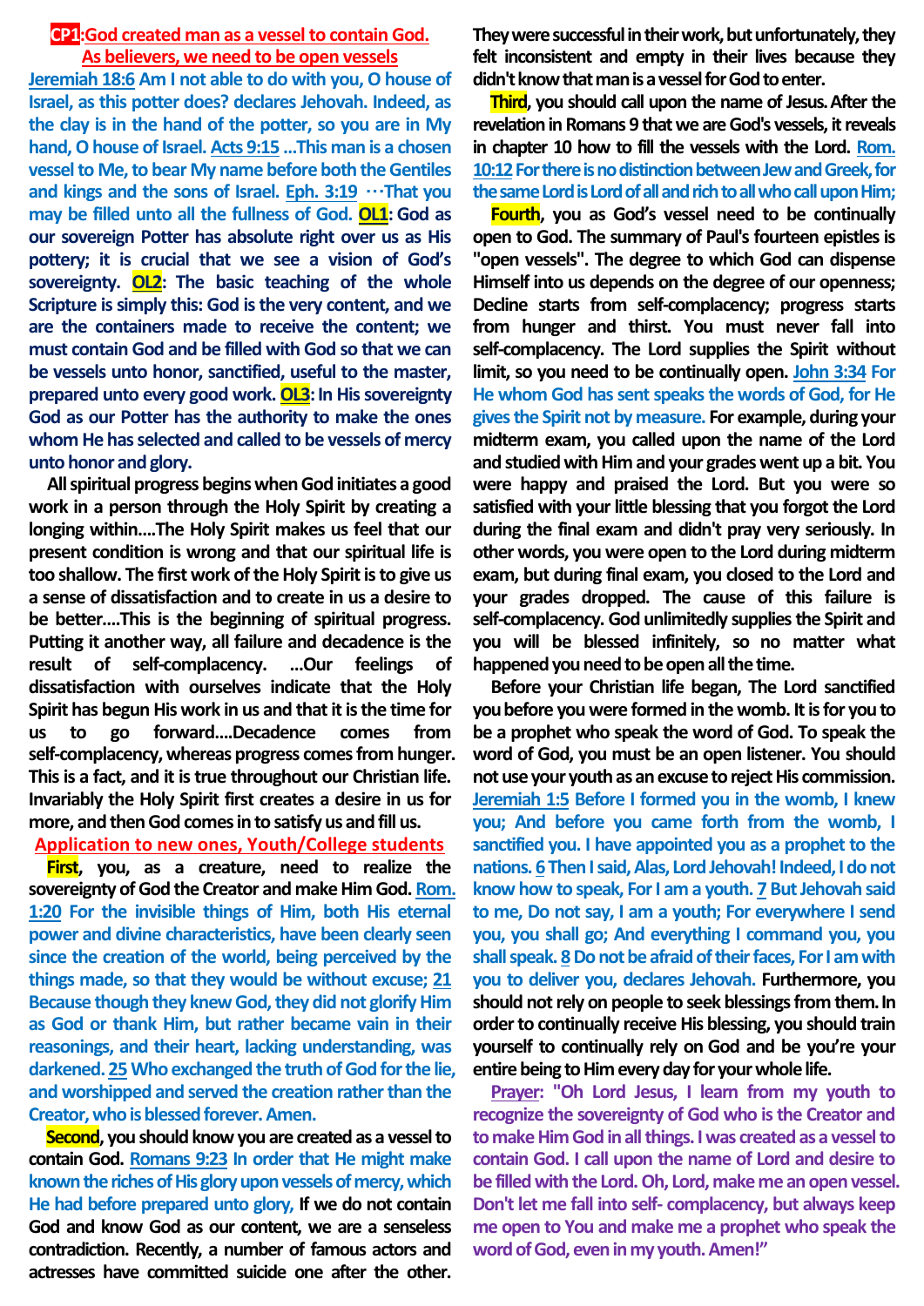## CP1: God created man as a vessel to contain God. As believers, we need to be open vessels

**Jeremiah 18:6 Am I not able to do with you, O house of Israel, as this potter does? declares Jehovah. Indeed, as the clay is in the hand of the potter, so you are in My hand, O house of Israel. Acts 9:15 …This man is a chosen vessel to Me, to bear My name before both the Gentiles and kings and the sons of Israel. Eph. 3:19 …That you may be filled unto all the fullness of God. OL1: God as our sovereign Potter has absolute right over us as His pottery; it is crucial that we see a vision of God's sovereignty. OL2: The basic teaching of the whole Scripture is simply this: God is the very content, and we are the containers made to receive the content; we must contain God and be filled with God so that we can be vessels unto honor, sanctified, useful to the master, prepared unto every good work. OL3: In His sovereignty God as our Potter has the authority to make the ones whom He has selected and called to be vessels of mercy unto honor and glory.**

**All spiritual progress begins when God initiates a good work in a person through the Holy Spirit by creating a longing within….The Holy Spirit makes us feel that our present condition is wrong and that our spiritual life is too shallow. The first work of the Holy Spirit is to give us a sense of dissatisfaction and to create in us a desire to be better….This is the beginning of spiritual progress. Putting it another way, all failure and decadence is the result of self-complacency. …Our feelings of dissatisfaction with ourselves indicate that the Holy Spirit has begun His work in us and that it is the time for us to go forward….Decadence comes from self-complacency, whereas progress comes from hunger. This is a fact, and it is true throughout our Christian life. Invariably the Holy Spirit first creates a desire in us for more, and then God comes in to satisfy us and fill us.**

### Application to new ones, Youth/College students

**First**, you, as a creature, need to realize the sovereignty of God the Creator and make Him God. **Rom. 1:20 For the invisible things of Him, both His eternal power and divine characteristics, have been clearly seen since the creation of the world, being perceived by the things made, so that they would be without excuse; 21 Because though they knew God, they did not glorify Him as God or thank Him, but rather became vain in their reasonings, and their heart, lacking understanding, was darkened. 25 Who exchanged the truth of God for the lie, and worshipped and served the creation rather than the Creator, who is blessed forever. Amen.**

**Second**, you should know you are created as a vessel to contain God. **Romans 9:23 In order that He might make known the riches of His glory upon vessels of mercy, which He had before prepared unto glory,** If we do not contain God and know God as our content, we are a senseless contradiction. Recently, a number of famous actors and actresses have committed suicide one after the other. They were successful in their work, but unfortunately, they felt inconsistent and empty in their lives because they didn't know that man is a vessel for God to enter.

**Third**, you should call upon the name of Jesus. After the revelation in Romans 9 that we are God's vessels, it reveals in chapter 10 how to fill the vessels with the Lord. **Rom. 10:12 For there is no distinction between Jew and Greek, for the same Lord is Lord of all and rich to all who call upon Him;**

**Fourth**, you as God's vessel need to be continually open to God. The summary of Paul's fourteen epistles is "open vessels". The degree to which God can dispense Himself into us depends on the degree of our openness; Decline starts from self-complacency; progress starts from hunger and thirst. You must never fall into self-complacency. The Lord supplies the Spirit without limit, so you need to be continually open. **John 3:34 For He whom God has sent speaks the words of God, for He gives the Spirit not by measure.** For example, during your midterm exam, you called upon the name of the Lord and studied with Him and your grades went up a bit. You were happy and praised the Lord. But you were so satisfied with your little blessing that you forgot the Lord during the final exam and didn't pray very seriously. In other words, you were open to the Lord during midterm exam, but during final exam, you closed to the Lord and your grades dropped. The cause of this failure is self-complacency. God unlimitedly supplies the Spirit and you will be blessed infinitely, so no matter what happened you need to be open all the time.

Before your Christian life began, The Lord sanctified you before you were formed in the womb. It is for you to be a prophet who speak the word of God. To speak the word of God, you must be an open listener. You should not use your youth as an excuse to reject His commission. **Jeremiah 1:5 Before I formed you in the womb, I knew you; And before you came forth from the womb, I sanctified you. I have appointed you as a prophet to the nations. 6 Then I said, Alas, Lord Jehovah! Indeed, I do not know how to speak, For I am a youth. 7 But Jehovah said to me, Do not say, I am a youth; For everywhere I send you, you shall go; And everything I command you, you shall speak. 8 Do not be afraid of their faces, For I am with you to deliver you, declares Jehovah.** Furthermore, you should not rely on people to seek blessings from them. In order to continually receive His blessing, you should train yourself to continually rely on God and be you're your entire being to Him every day for your whole life.

**Prayer: "Oh Lord Jesus, I learn from my youth to recognize the sovereignty of God who is the Creator and to make Him God in all things. I was created as a vessel to contain God. I call upon the name of Lord and desire to be filled with the Lord. Oh, Lord, make me an open vessel. Don't let me fall into self- complacency, but always keep me open to You and make me a prophet who speak the word of God, even in my youth. Amen!"**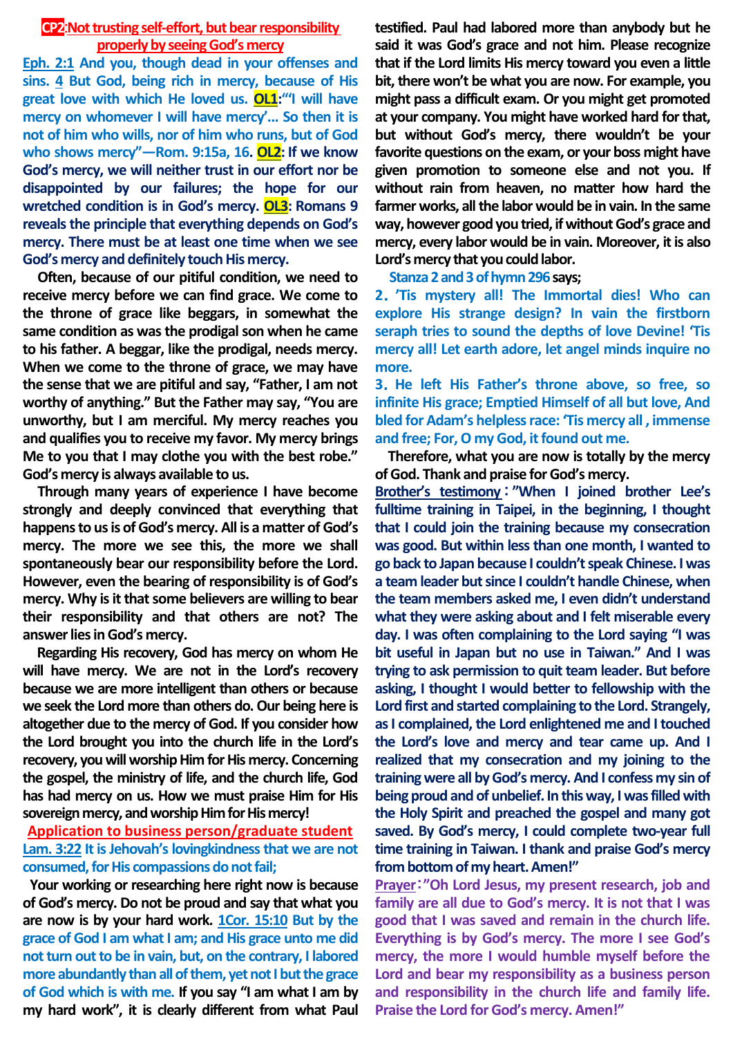## CP2:Not trusting self-effort, but bear responsibility properly by seeing God's mercy

**Eph. 2:1 And you, though dead in your offenses and sins. 4 But God, being rich in mercy, because of His great love with which He loved us. OL1:"I will have mercy on whomever I will have mercy'… So then it is not of him who wills, nor of him who runs, but of God who shows mercy"—Rom. 9:15a, 16. OL2: If we know God's mercy, we will neither trust in our effort nor be disappointed by our failures; the hope for our wretched condition is in God's mercy. OL3: Romans 9 reveals the principle that everything depends on God's mercy. There must be at least one time when we see God's mercy and definitely touch His mercy.**

Often, because of our pitiful condition, we need to receive mercy before we can find grace. We come to the throne of grace like beggars, in somewhat the same condition as was the prodigal son when he came to his father. A beggar, like the prodigal, needs mercy. When we come to the throne of grace, we may have the sense that we are pitiful and say, "Father, I am not worthy of anything." But the Father may say, "You are unworthy, but I am merciful. My mercy reaches you and qualifies you to receive my favor. My mercy brings Me to you that I may clothe you with the best robe." God's mercy is always available to us.

Through many years of experience I have become strongly and deeply convinced that everything that happens to us is of God's mercy. All is a matter of God's mercy. The more we see this, the more we shall spontaneously bear our responsibility before the Lord. However, even the bearing of responsibility is of God's mercy. Why is it that some believers are willing to bear their responsibility and that others are not? The answer lies in God's mercy.

Regarding His recovery, God has mercy on whom He will have mercy. We are not in the Lord's recovery because we are more intelligent than others or because we seek the Lord more than others do. Our being here is altogether due to the mercy of God. If you consider how the Lord brought you into the church life in the Lord's recovery, you will worship Him for His mercy. Concerning the gospel, the ministry of life, and the church life, God has had mercy on us. How we must praise Him for His sovereign mercy, and worship Him for His mercy!

### Application to business person/graduate student

**Lam. 3:22 It is Jehovah's lovingkindness that we are not consumed, for His compassions do not fail;**

Your working or researching here right now is because of God's mercy. Do not be proud and say that what you are now is by your hard work. **1Cor. 15:10 But by the grace of God I am what I am; and His grace unto me did not turn out to be in vain, but, on the contrary, I labored more abundantly than all of them, yet not I but the grace of God which is with me.** If you say "I am what I am by my hard work", it is clearly different from what Paul testified. Paul had labored more than anybody but he said it was God's grace and not him. Please recognize that if the Lord limits His mercy toward you even a little bit, there won't be what you are now. For example, you might pass a difficult exam. Or you might get promoted at your company. You might have worked hard for that, but without God's mercy, there wouldn't be your favorite questions on the exam, or your boss might have given promotion to someone else and not you. If without rain from heaven, no matter how hard the farmer works, all the labor would be in vain. In the same way, however good you tried, if without God's grace and mercy, every labor would be in vain. Moreover, it is also Lord's mercy that you could labor.

Stanza 2 and 3 of hymn 296 says;

2. 'Tis mystery all! The Immortal dies! Who can explore His strange design? In vain the firstborn seraph tries to sound the depths of love Devine! 'Tis mercy all! Let earth adore, let angel minds inquire no more.

3. He left His Father's throne above, so free, so infinite His grace; Emptied Himself of all but love, And bled for Adam's helpless race: 'Tis mercy all , immense and free; For, O my God, it found out me.

Therefore, what you are now is totally by the mercy of God. Thank and praise for God's mercy.

**Brother's testimony**:"When I joined brother Lee's fulltime training in Taipei, in the beginning, I thought that I could join the training because my consecration was good. But within less than one month, I wanted to go back to Japan because I couldn't speak Chinese. I was a team leader but since I couldn't handle Chinese, when the team members asked me, I even didn't understand what they were asking about and I felt miserable every day. I was often complaining to the Lord saying "I was bit useful in Japan but no use in Taiwan." And I was trying to ask permission to quit team leader. But before asking, I thought I would better to fellowship with the Lord first and started complaining to the Lord. Strangely, as I complained, the Lord enlightened me and I touched the Lord's love and mercy and tear came up. And I realized that my consecration and my joining to the training were all by God's mercy. And I confess my sin of being proud and of unbelief. In this way, I was filled with the Holy Spirit and preached the gospel and many got saved. By God's mercy, I could complete two-year full time training in Taiwan. I thank and praise God's mercy from bottom of my heart. Amen!"

**Prayer**:"Oh Lord Jesus, my present research, job and family are all due to God's mercy. It is not that I was good that I was saved and remain in the church life. Everything is by God's mercy. The more I see God's mercy, the more I would humble myself before the Lord and bear my responsibility as a business person and responsibility in the church life and family life. Praise the Lord for God's mercy. Amen!"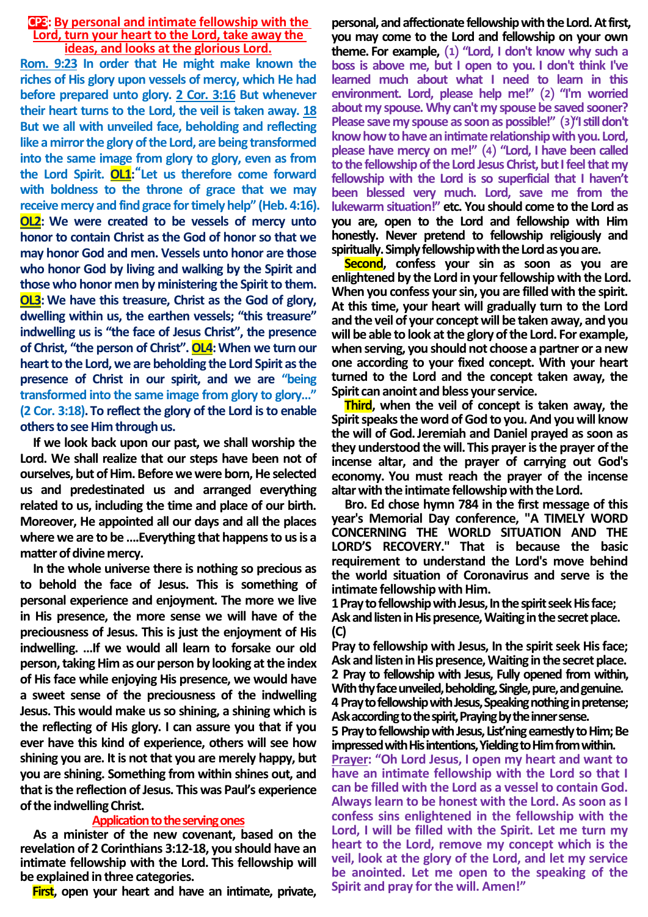## CP3: By personal and intimate fellowship with the Lord, turn your heart to the Lord, take away the ideas, and looks at the glorious Lord.

**Rom. 9:23 In order that He might make known the riches of His glory upon vessels of mercy, which He had before prepared unto glory. 2 Cor. 3:16 But whenever their heart turns to the Lord, the veil is taken away. 18 But we all with unveiled face, beholding and reflecting like a mirror the glory of the Lord, are being transformed into the same image from glory to glory, even as from the Lord Spirit. OL1:"Let us therefore come forward with boldness to the throne of grace that we may receive mercy and find grace for timely help" (Heb. 4:16). OL2: We were created to be vessels of mercy unto honor to contain Christ as the God of honor so that we may honor God and men. Vessels unto honor are those who honor God by living and walking by the Spirit and those who honor men by ministering the Spirit to them. OL3: We have this treasure, Christ as the God of glory, dwelling within us, the earthen vessels; "this treasure" indwelling us is "the face of Jesus Christ", the presence of Christ, "the person of Christ". OL4: When we turn our heart to the Lord, we are beholding the Lord Spirit as the presence of Christ in our spirit, and we are "being transformed into the same image from glory to glory…" (2 Cor. 3:18). To reflect the glory of the Lord is to enable others to see Him through us.**

**If we look back upon our past, we shall worship the Lord. We shall realize that our steps have been not of ourselves, but of Him. Before we were born, He selected us and predestinated us and arranged everything related to us, including the time and place of our birth. Moreover, He appointed all our days and all the places where we are to be ….Everything that happens to us is a matter of divine mercy.**

**In the whole universe there is nothing so precious as to behold the face of Jesus. This is something of personal experience and enjoyment. The more we live in His presence, the more sense we will have of the preciousness of Jesus. This is just the enjoyment of His indwelling. …If we would all learn to forsake our old person, taking Him as our person by looking at the index of His face while enjoying His presence, we would have a sweet sense of the preciousness of the indwelling Jesus. This would make us so shining, a shining which is the reflecting of His glory. I can assure you that if you ever have this kind of experience, others will see how shining you are. It is not that you are merely happy, but you are shining. Something from within shines out, and that is the reflection of Jesus. This was Paul's experience of the indwelling Christ.**

### Application to the serving ones

**As a minister of the new covenant, based on the revelation of 2 Corinthians 3:12-18, you should have an intimate fellowship with the Lord. This fellowship will be explained in three categories.**

**First, open your heart and have an intimate, private, personal, and affectionate fellowship with the Lord. At first, you may come to the Lord and fellowship on your own theme. For example, (1) "Lord, I don't know why such a boss is above me, but I open to you. I don't think I've learned much about what I need to learn in this environment. Lord, please help me!" (2) "I'm worried about my spouse. Why can't my spouse be saved sooner? Please save my spouse as soon as possible!" (3)"I still don't know how to have an intimate relationship with you. Lord, please have mercy on me!" (4) "Lord, I have been called to the fellowship of the Lord Jesus Christ, but I feel that my fellowship with the Lord is so superficial that I haven't been blessed very much. Lord, save me from the lukewarm situation!" etc. You should come to the Lord as you are, open to the Lord and fellowship with Him honestly. Never pretend to fellowship religiously and spiritually. Simply fellowship with the Lord as you are.**

**Second, confess your sin as soon as you are enlightened by the Lord in your fellowship with the Lord. When you confess your sin, you are filled with the spirit. At this time, your heart will gradually turn to the Lord and the veil of your concept will be taken away, and you will be able to look at the glory of the Lord. For example, when serving, you should not choose a partner or a new one according to your fixed concept. With your heart turned to the Lord and the concept taken away, the Spirit can anoint and bless your service.**

**Third, when the veil of concept is taken away, the Spirit speaks the word of God to you. And you will know the will of God. Jeremiah and Daniel prayed as soon as they understood the will. This prayer is the prayer of the incense altar, and the prayer of carrying out God's economy. You must reach the prayer of the incense altar with the intimate fellowship with the Lord.**

**Bro. Ed chose hymn 784 in the first message of this year's Memorial Day conference, "A TIMELY WORD CONCERNING THE WORLD SITUATION AND THE LORD'S RECOVERY." That is because the basic requirement to understand the Lord's move behind the world situation of Coronavirus and serve is the intimate fellowship with Him.**

**1 Pray to fellowship with Jesus, In the spirit seek His face;**
**Ask and listen in His presence, Waiting in the secret place.**
**(C)**
**Pray to fellowship with Jesus, In the spirit seek His face;**
**Ask and listen in His presence, Waiting in the secret place.**
**2 Pray to fellowship with Jesus, Fully opened from within,**
**With thy face unveiled, beholding, Single, pure, and genuine.**
**4 Pray to fellowship with Jesus, Speaking nothing in pretense;**
**Ask according to the spirit, Praying by the inner sense.**
**5 Pray to fellowship with Jesus, List'ning earnestly to Him; Be impressed with His intentions, Yielding to Him from within.**

**Prayer: "Oh Lord Jesus, I open my heart and want to have an intimate fellowship with the Lord so that I can be filled with the Lord as a vessel to contain God. Always learn to be honest with the Lord. As soon as I confess sins enlightened in the fellowship with the Lord, I will be filled with the Spirit. Let me turn my heart to the Lord, remove my concept which is the veil, look at the glory of the Lord, and let my service be anointed. Let me open to the speaking of the Spirit and pray for the will. Amen!"**